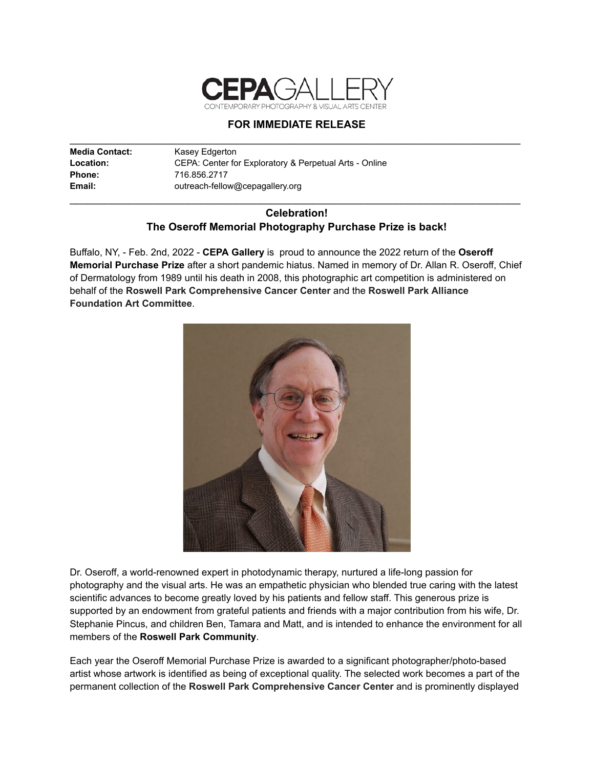**CEPAGALLERY**
CONTEMPORARY PHOTOGRAPHY & VISUAL ARTS CENTER

## FOR IMMEDIATE RELEASE

| | |
|---|---|
| **Media Contact:** | Kasey Edgerton |
| **Location:** | CEPA: Center for Exploratory & Perpetual Arts - Online |
| **Phone:** | 716.856.2717 |
| **Email:** | outreach-fellow@cepagallery.org |

## Celebration!
## The Oseroff Memorial Photography Purchase Prize is back!

Buffalo, NY, - Feb. 2nd, 2022 - **CEPA Gallery** is proud to announce the 2022 return of the **Oseroff Memorial Purchase Prize** after a short pandemic hiatus. Named in memory of Dr. Allan R. Oseroff, Chief of Dermatology from 1989 until his death in 2008, this photographic art competition is administered on behalf of the **Roswell Park Comprehensive Cancer Center** and the **Roswell Park Alliance Foundation Art Committee**.

Dr. Oseroff, a world-renowned expert in photodynamic therapy, nurtured a life-long passion for photography and the visual arts. He was an empathetic physician who blended true caring with the latest scientific advances to become greatly loved by his patients and fellow staff. This generous prize is supported by an endowment from grateful patients and friends with a major contribution from his wife, Dr. Stephanie Pincus, and children Ben, Tamara and Matt, and is intended to enhance the environment for all members of the **Roswell Park Community**.

Each year the Oseroff Memorial Purchase Prize is awarded to a significant photographer/photo-based artist whose artwork is identified as being of exceptional quality. The selected work becomes a part of the permanent collection of the **Roswell Park Comprehensive Cancer Center** and is prominently displayed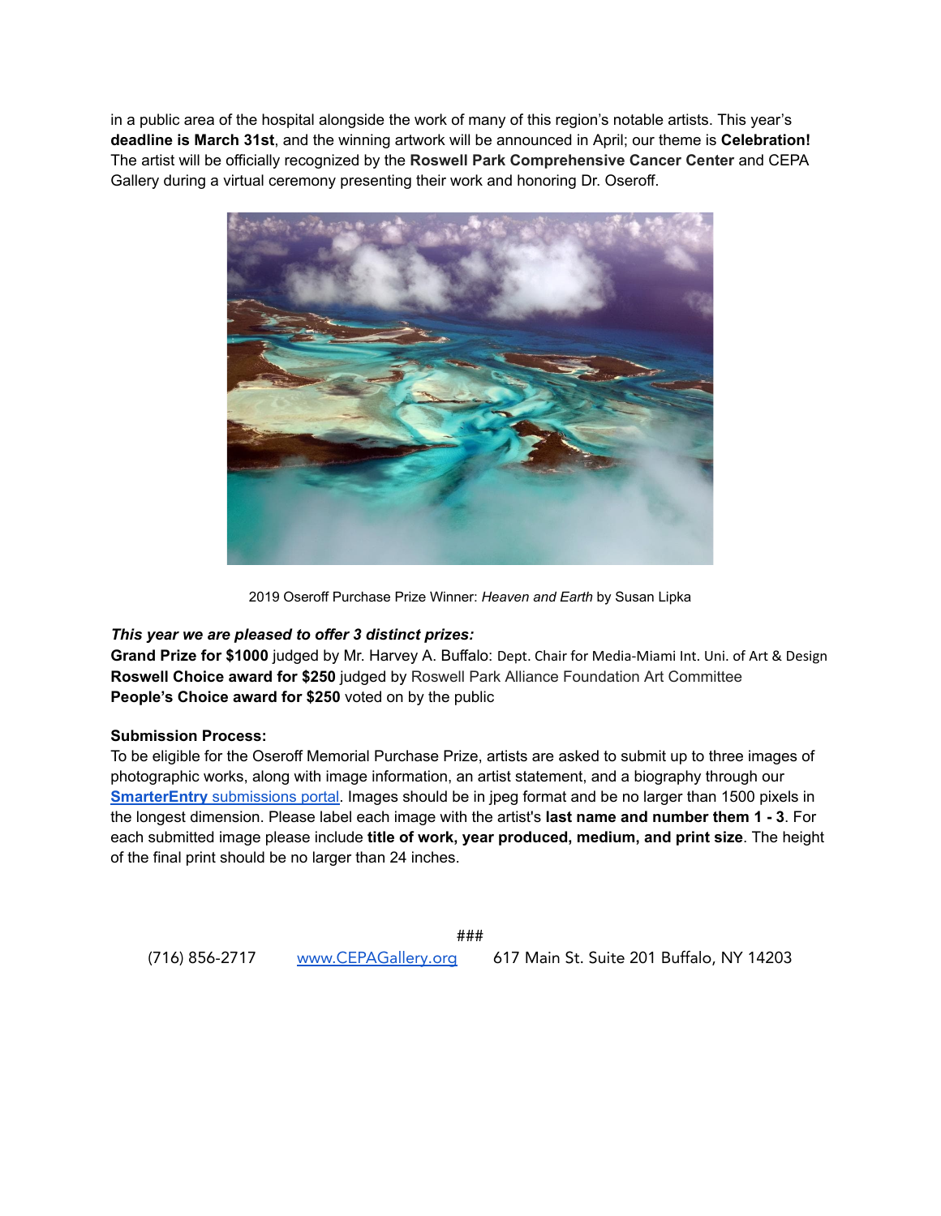in a public area of the hospital alongside the work of many of this region's notable artists. This year's **deadline is March 31st**, and the winning artwork will be announced in April; our theme is **Celebration!** The artist will be officially recognized by the **Roswell Park Comprehensive Cancer Center** and CEPA Gallery during a virtual ceremony presenting their work and honoring Dr. Oseroff.

2019 Oseroff Purchase Prize Winner: *Heaven and Earth* by Susan Lipka

***This year we are pleased to offer 3 distinct prizes:***

**Grand Prize for $1000** judged by Mr. Harvey A. Buffalo: Dept. Chair for Media-Miami Int. Uni. of Art & Design
**Roswell Choice award for $250** judged by Roswell Park Alliance Foundation Art Committee
**People's Choice award for $250** voted on by the public

**Submission Process:**

To be eligible for the Oseroff Memorial Purchase Prize, artists are asked to submit up to three images of photographic works, along with image information, an artist statement, and a biography through our **SmarterEntry** submissions portal. Images should be in jpeg format and be no larger than 1500 pixels in the longest dimension. Please label each image with the artist's **last name and number them 1 - 3**. For each submitted image please include **title of work, year produced, medium, and print size**. The height of the final print should be no larger than 24 inches.

###

(716) 856-2717 www.CEPAGallery.org 617 Main St. Suite 201 Buffalo, NY 14203